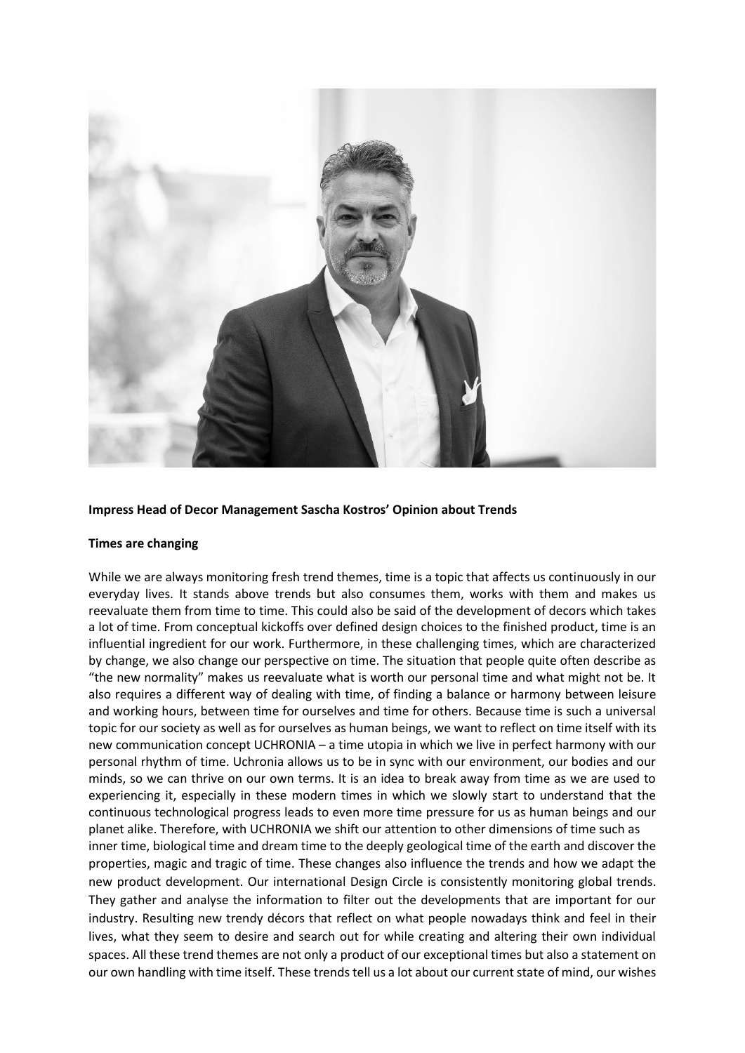**Impress Head of Decor Management Sascha Kostros' Opinion about Trends**

**Times are changing**

While we are always monitoring fresh trend themes, time is a topic that affects us continuously in our everyday lives. It stands above trends but also consumes them, works with them and makes us reevaluate them from time to time. This could also be said of the development of decors which takes a lot of time. From conceptual kickoffs over defined design choices to the finished product, time is an influential ingredient for our work. Furthermore, in these challenging times, which are characterized by change, we also change our perspective on time. The situation that people quite often describe as "the new normality" makes us reevaluate what is worth our personal time and what might not be. It also requires a different way of dealing with time, of finding a balance or harmony between leisure and working hours, between time for ourselves and time for others. Because time is such a universal topic for our society as well as for ourselves as human beings, we want to reflect on time itself with its new communication concept UCHRONIA – a time utopia in which we live in perfect harmony with our personal rhythm of time. Uchronia allows us to be in sync with our environment, our bodies and our minds, so we can thrive on our own terms. It is an idea to break away from time as we are used to experiencing it, especially in these modern times in which we slowly start to understand that the continuous technological progress leads to even more time pressure for us as human beings and our planet alike. Therefore, with UCHRONIA we shift our attention to other dimensions of time such as inner time, biological time and dream time to the deeply geological time of the earth and discover the properties, magic and tragic of time. These changes also influence the trends and how we adapt the new product development. Our international Design Circle is consistently monitoring global trends. They gather and analyse the information to filter out the developments that are important for our industry. Resulting new trendy décors that reflect on what people nowadays think and feel in their lives, what they seem to desire and search out for while creating and altering their own individual spaces. All these trend themes are not only a product of our exceptional times but also a statement on our own handling with time itself. These trends tell us a lot about our current state of mind, our wishes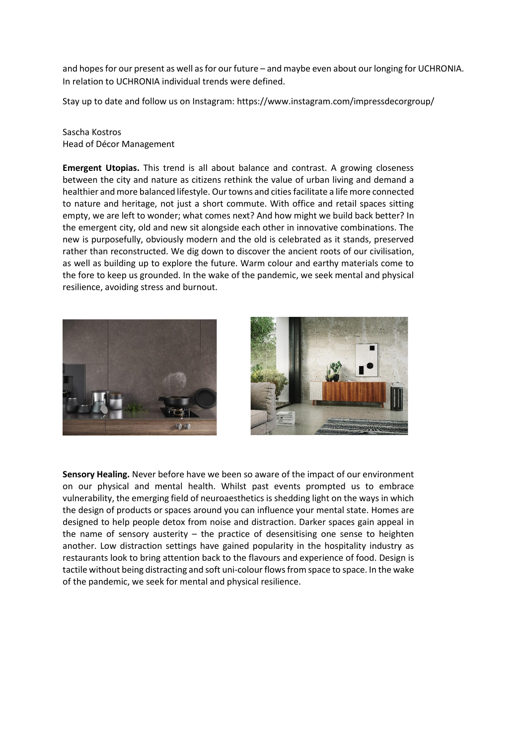and hopes for our present as well as for our future – and maybe even about our longing for UCHRONIA. In relation to UCHRONIA individual trends were defined.

Stay up to date and follow us on Instagram: https://www.instagram.com/impressdecorgroup/

Sascha Kostros
Head of Décor Management

**Emergent Utopias.** This trend is all about balance and contrast. A growing closeness between the city and nature as citizens rethink the value of urban living and demand a healthier and more balanced lifestyle. Our towns and cities facilitate a life more connected to nature and heritage, not just a short commute. With office and retail spaces sitting empty, we are left to wonder; what comes next? And how might we build back better? In the emergent city, old and new sit alongside each other in innovative combinations. The new is purposefully, obviously modern and the old is celebrated as it stands, preserved rather than reconstructed. We dig down to discover the ancient roots of our civilisation, as well as building up to explore the future. Warm colour and earthy materials come to the fore to keep us grounded. In the wake of the pandemic, we seek mental and physical resilience, avoiding stress and burnout.

**Sensory Healing.** Never before have we been so aware of the impact of our environment on our physical and mental health. Whilst past events prompted us to embrace vulnerability, the emerging field of neuroaesthetics is shedding light on the ways in which the design of products or spaces around you can influence your mental state. Homes are designed to help people detox from noise and distraction. Darker spaces gain appeal in the name of sensory austerity – the practice of desensitising one sense to heighten another. Low distraction settings have gained popularity in the hospitality industry as restaurants look to bring attention back to the flavours and experience of food. Design is tactile without being distracting and soft uni-colour flows from space to space. In the wake of the pandemic, we seek for mental and physical resilience.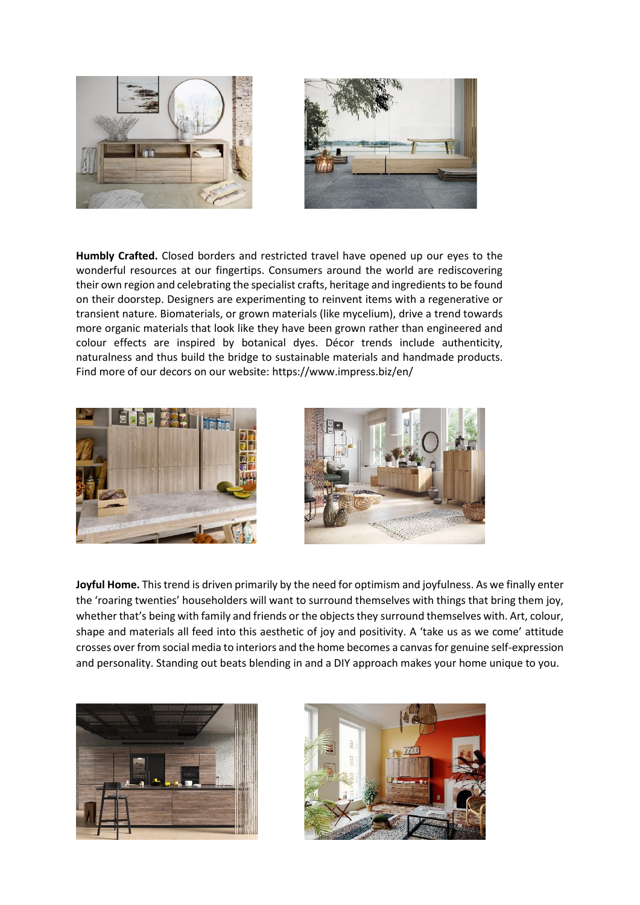**Humbly Crafted.** Closed borders and restricted travel have opened up our eyes to the wonderful resources at our fingertips. Consumers around the world are rediscovering their own region and celebrating the specialist crafts, heritage and ingredients to be found on their doorstep. Designers are experimenting to reinvent items with a regenerative or transient nature. Biomaterials, or grown materials (like mycelium), drive a trend towards more organic materials that look like they have been grown rather than engineered and colour effects are inspired by botanical dyes. Décor trends include authenticity, naturalness and thus build the bridge to sustainable materials and handmade products. Find more of our decors on our website: https://www.impress.biz/en/

**Joyful Home.** This trend is driven primarily by the need for optimism and joyfulness. As we finally enter the 'roaring twenties' householders will want to surround themselves with things that bring them joy, whether that's being with family and friends or the objects they surround themselves with. Art, colour, shape and materials all feed into this aesthetic of joy and positivity. A 'take us as we come' attitude crosses over from social media to interiors and the home becomes a canvas for genuine self-expression and personality. Standing out beats blending in and a DIY approach makes your home unique to you.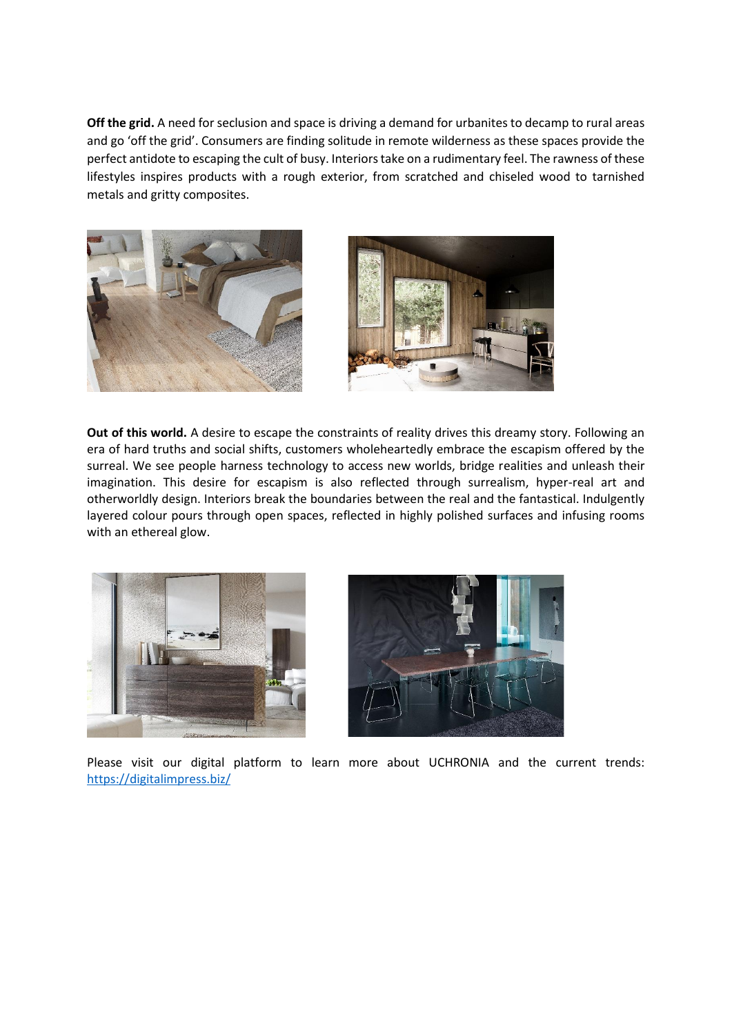**Off the grid.** A need for seclusion and space is driving a demand for urbanites to decamp to rural areas and go 'off the grid'. Consumers are finding solitude in remote wilderness as these spaces provide the perfect antidote to escaping the cult of busy. Interiors take on a rudimentary feel. The rawness of these lifestyles inspires products with a rough exterior, from scratched and chiseled wood to tarnished metals and gritty composites.

**Out of this world.** A desire to escape the constraints of reality drives this dreamy story. Following an era of hard truths and social shifts, customers wholeheartedly embrace the escapism offered by the surreal. We see people harness technology to access new worlds, bridge realities and unleash their imagination. This desire for escapism is also reflected through surrealism, hyper-real art and otherworldly design. Interiors break the boundaries between the real and the fantastical. Indulgently layered colour pours through open spaces, reflected in highly polished surfaces and infusing rooms with an ethereal glow.

Please visit our digital platform to learn more about UCHRONIA and the current trends: [https://digitalimpress.biz/](https://digitalimpress.biz/)